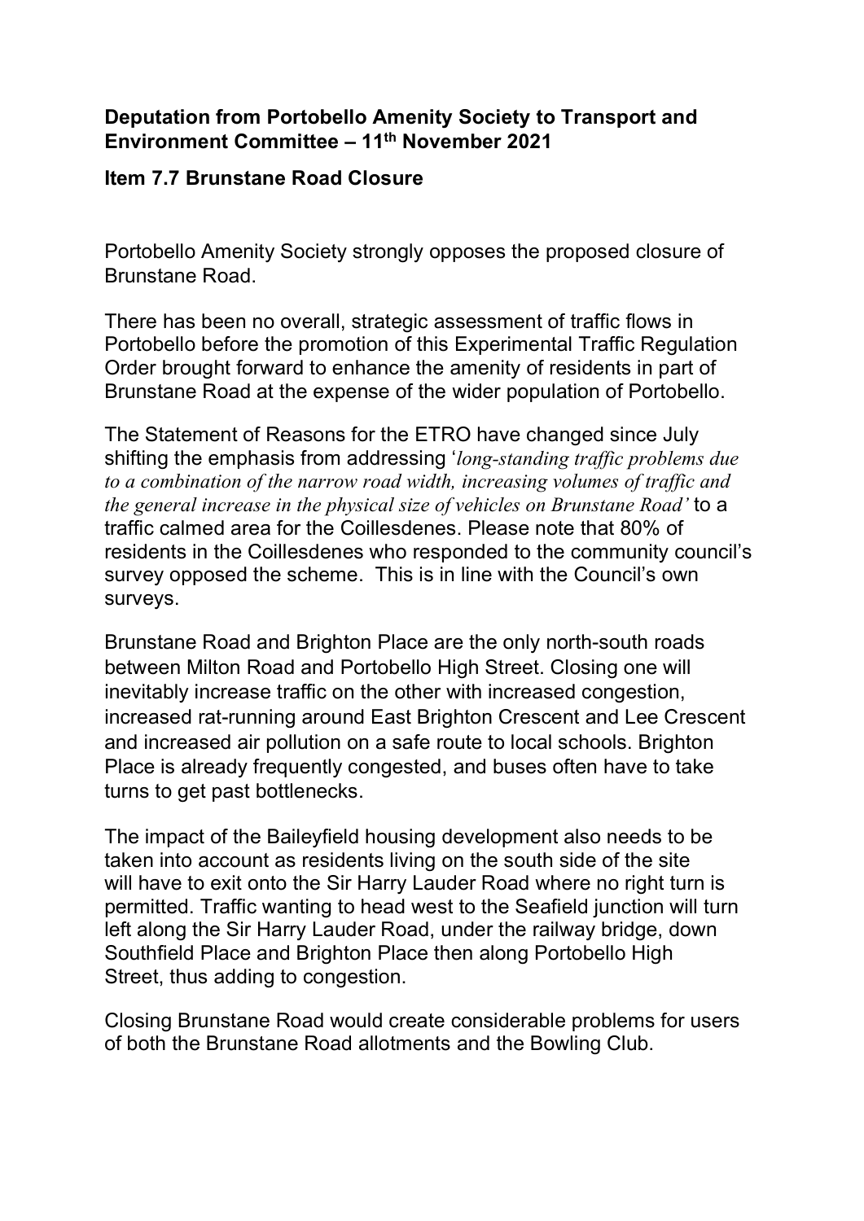**Deputation from Portobello Amenity Society to Transport and Environment Committee – 11th November 2021**

**Item 7.7 Brunstane Road Closure**

Portobello Amenity Society strongly opposes the proposed closure of Brunstane Road.

There has been no overall, strategic assessment of traffic flows in Portobello before the promotion of this Experimental Traffic Regulation Order brought forward to enhance the amenity of residents in part of Brunstane Road at the expense of the wider population of Portobello.

The Statement of Reasons for the ETRO have changed since July shifting the emphasis from addressing '*long-standing traffic problems due to a combination of the narrow road width, increasing volumes of traffic and the general increase in the physical size of vehicles on Brunstane Road'* to a traffic calmed area for the Coillesdenes. Please note that 80% of residents in the Coillesdenes who responded to the community council's survey opposed the scheme. This is in line with the Council's own surveys.

Brunstane Road and Brighton Place are the only north-south roads between Milton Road and Portobello High Street. Closing one will inevitably increase traffic on the other with increased congestion, increased rat-running around East Brighton Crescent and Lee Crescent and increased air pollution on a safe route to local schools. Brighton Place is already frequently congested, and buses often have to take turns to get past bottlenecks.

The impact of the Baileyfield housing development also needs to be taken into account as residents living on the south side of the site will have to exit onto the Sir Harry Lauder Road where no right turn is permitted. Traffic wanting to head west to the Seafield junction will turn left along the Sir Harry Lauder Road, under the railway bridge, down Southfield Place and Brighton Place then along Portobello High Street, thus adding to congestion.

Closing Brunstane Road would create considerable problems for users of both the Brunstane Road allotments and the Bowling Club.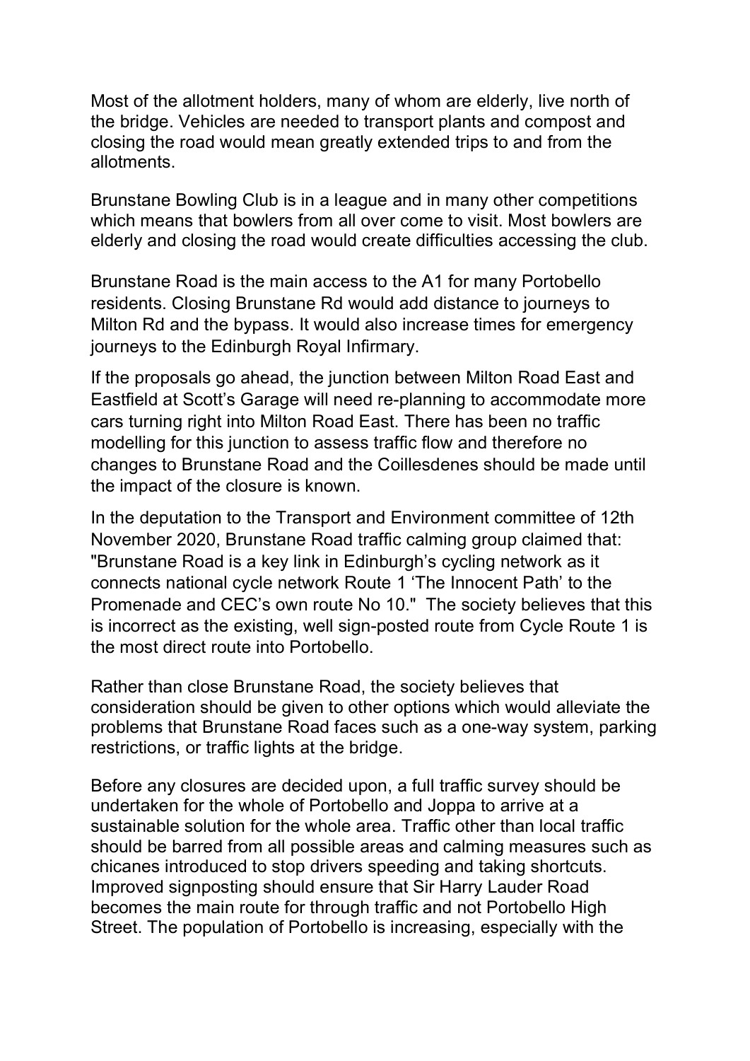Most of the allotment holders, many of whom are elderly, live north of the bridge. Vehicles are needed to transport plants and compost and closing the road would mean greatly extended trips to and from the allotments.

Brunstane Bowling Club is in a league and in many other competitions which means that bowlers from all over come to visit. Most bowlers are elderly and closing the road would create difficulties accessing the club.

Brunstane Road is the main access to the A1 for many Portobello residents. Closing Brunstane Rd would add distance to journeys to Milton Rd and the bypass. It would also increase times for emergency journeys to the Edinburgh Royal Infirmary.

If the proposals go ahead, the junction between Milton Road East and Eastfield at Scott's Garage will need re-planning to accommodate more cars turning right into Milton Road East. There has been no traffic modelling for this junction to assess traffic flow and therefore no changes to Brunstane Road and the Coillesdenes should be made until the impact of the closure is known.

In the deputation to the Transport and Environment committee of 12th November 2020, Brunstane Road traffic calming group claimed that: "Brunstane Road is a key link in Edinburgh's cycling network as it connects national cycle network Route 1 'The Innocent Path' to the Promenade and CEC's own route No 10." The society believes that this is incorrect as the existing, well sign-posted route from Cycle Route 1 is the most direct route into Portobello.

Rather than close Brunstane Road, the society believes that consideration should be given to other options which would alleviate the problems that Brunstane Road faces such as a one-way system, parking restrictions, or traffic lights at the bridge.

Before any closures are decided upon, a full traffic survey should be undertaken for the whole of Portobello and Joppa to arrive at a sustainable solution for the whole area. Traffic other than local traffic should be barred from all possible areas and calming measures such as chicanes introduced to stop drivers speeding and taking shortcuts. Improved signposting should ensure that Sir Harry Lauder Road becomes the main route for through traffic and not Portobello High Street. The population of Portobello is increasing, especially with the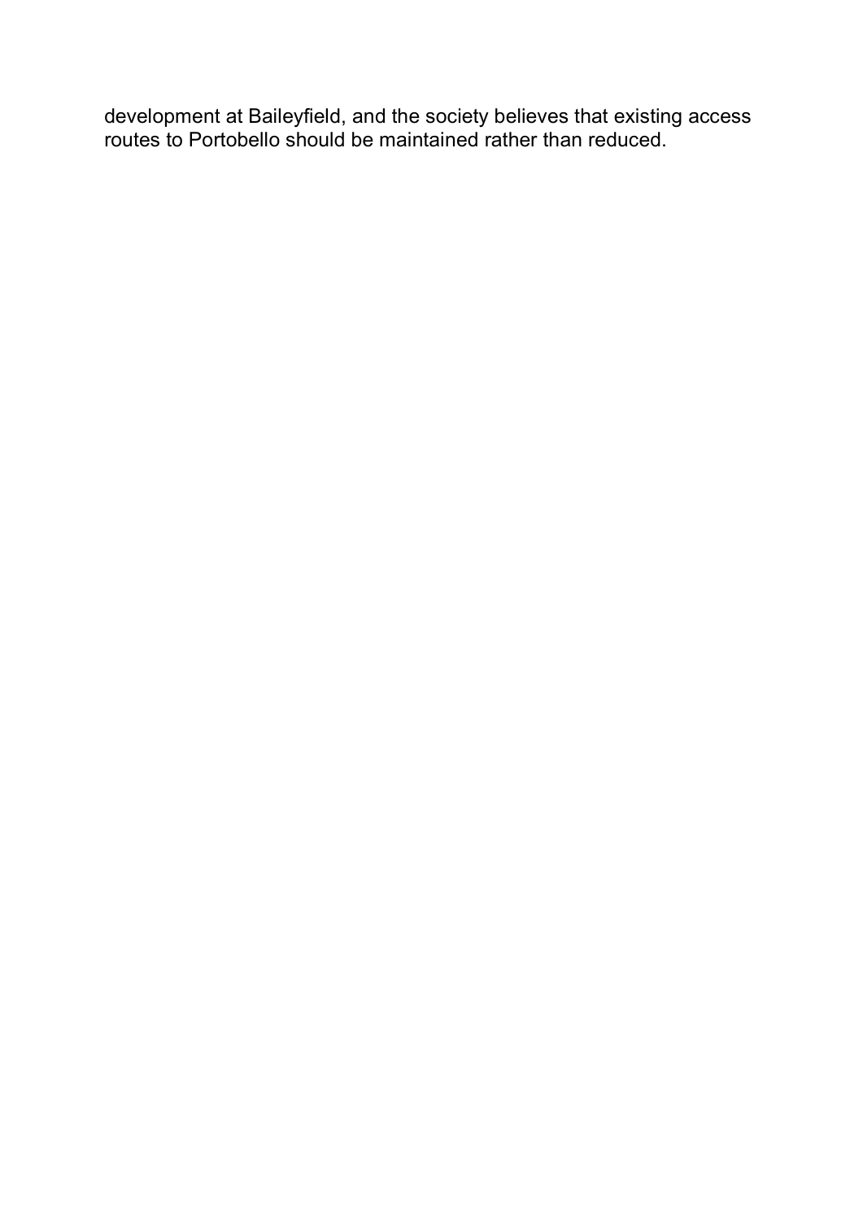development at Baileyfield, and the society believes that existing access routes to Portobello should be maintained rather than reduced.